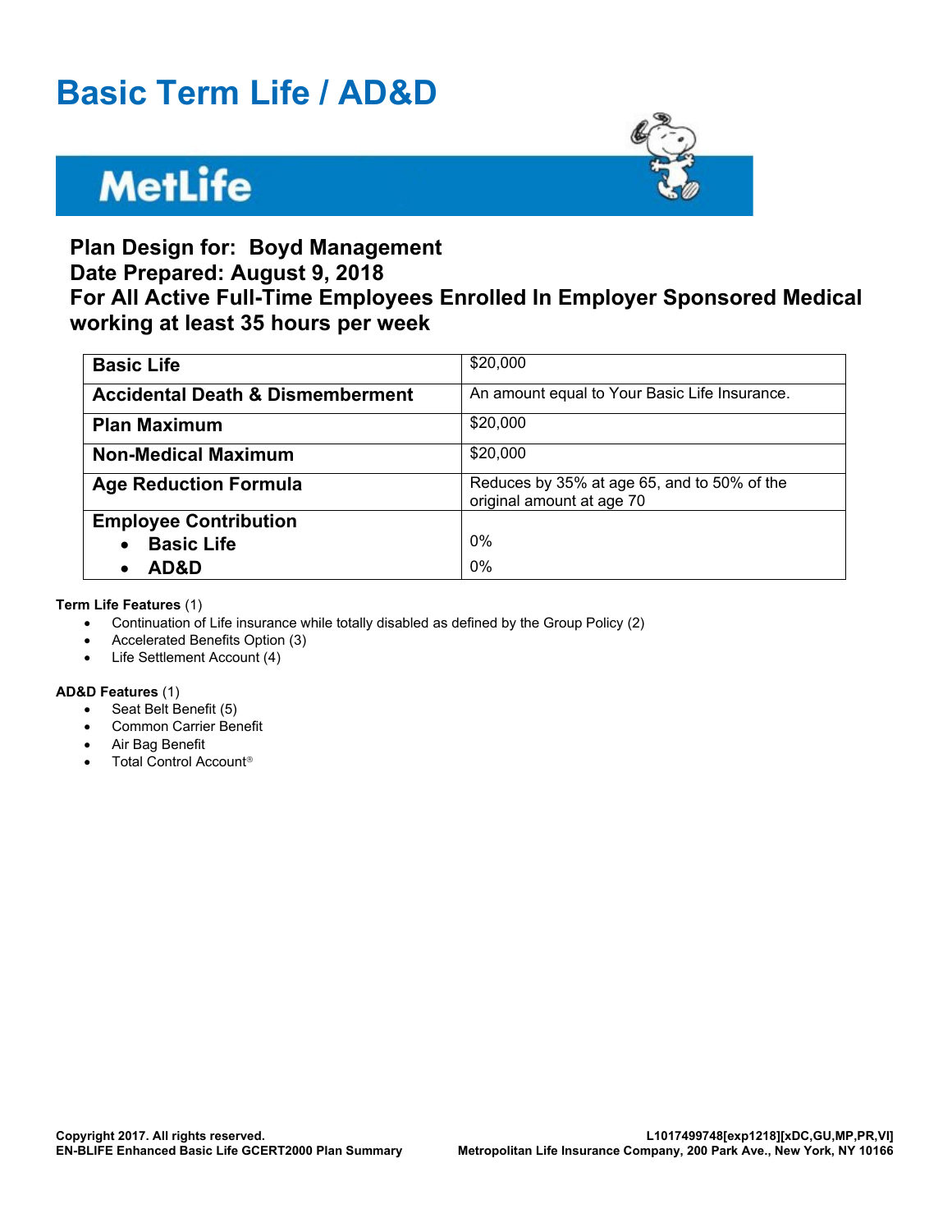# Basic Term Life / AD&D

MetLife

## Plan Design for: Boyd Management
## Date Prepared: August 9, 2018
## For All Active Full-Time Employees Enrolled In Employer Sponsored Medical working at least 35 hours per week

| | |
|---|---|
| **Basic Life** | $20,000 |
| **Accidental Death & Dismemberment** | An amount equal to Your Basic Life Insurance. |
| **Plan Maximum** | $20,000 |
| **Non-Medical Maximum** | $20,000 |
| **Age Reduction Formula** | Reduces by 35% at age 65, and to 50% of the original amount at age 70 |
| **Employee Contribution** | |
| • **Basic Life** | 0% |
| • **AD&D** | 0% |

**Term Life Features** (1)

- Continuation of Life insurance while totally disabled as defined by the Group Policy (2)
- Accelerated Benefits Option (3)
- Life Settlement Account (4)

**AD&D Features** (1)

- Seat Belt Benefit (5)
- Common Carrier Benefit
- Air Bag Benefit
- Total Control Account®

**Copyright 2017. All rights reserved.**
**EN-BLIFE Enhanced Basic Life GCERT2000 Plan Summary**

**L1017499748[exp1218][xDC,GU,MP,PR,VI]**
**Metropolitan Life Insurance Company, 200 Park Ave., New York, NY 10166**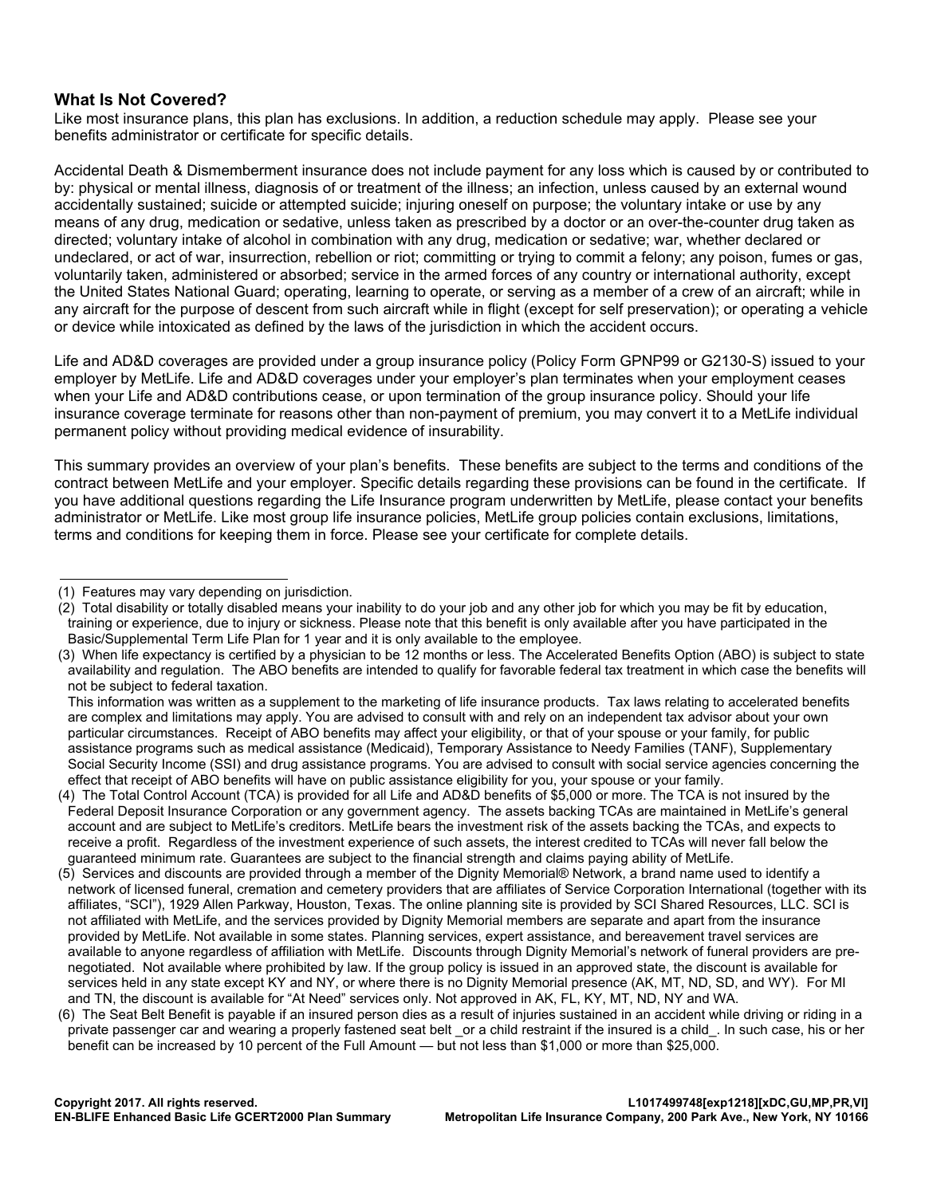## What Is Not Covered?

Like most insurance plans, this plan has exclusions. In addition, a reduction schedule may apply. Please see your benefits administrator or certificate for specific details.

Accidental Death & Dismemberment insurance does not include payment for any loss which is caused by or contributed to by: physical or mental illness, diagnosis of or treatment of the illness; an infection, unless caused by an external wound accidentally sustained; suicide or attempted suicide; injuring oneself on purpose; the voluntary intake or use by any means of any drug, medication or sedative, unless taken as prescribed by a doctor or an over-the-counter drug taken as directed; voluntary intake of alcohol in combination with any drug, medication or sedative; war, whether declared or undeclared, or act of war, insurrection, rebellion or riot; committing or trying to commit a felony; any poison, fumes or gas, voluntarily taken, administered or absorbed; service in the armed forces of any country or international authority, except the United States National Guard; operating, learning to operate, or serving as a member of a crew of an aircraft; while in any aircraft for the purpose of descent from such aircraft while in flight (except for self preservation); or operating a vehicle or device while intoxicated as defined by the laws of the jurisdiction in which the accident occurs.

Life and AD&D coverages are provided under a group insurance policy (Policy Form GPNP99 or G2130-S) issued to your employer by MetLife. Life and AD&D coverages under your employer's plan terminates when your employment ceases when your Life and AD&D contributions cease, or upon termination of the group insurance policy. Should your life insurance coverage terminate for reasons other than non-payment of premium, you may convert it to a MetLife individual permanent policy without providing medical evidence of insurability.

This summary provides an overview of your plan's benefits. These benefits are subject to the terms and conditions of the contract between MetLife and your employer. Specific details regarding these provisions can be found in the certificate. If you have additional questions regarding the Life Insurance program underwritten by MetLife, please contact your benefits administrator or MetLife. Like most group life insurance policies, MetLife group policies contain exclusions, limitations, terms and conditions for keeping them in force. Please see your certificate for complete details.

---

(1) Features may vary depending on jurisdiction.

(2) Total disability or totally disabled means your inability to do your job and any other job for which you may be fit by education, training or experience, due to injury or sickness. Please note that this benefit is only available after you have participated in the Basic/Supplemental Term Life Plan for 1 year and it is only available to the employee.

(3) When life expectancy is certified by a physician to be 12 months or less. The Accelerated Benefits Option (ABO) is subject to state availability and regulation. The ABO benefits are intended to qualify for favorable federal tax treatment in which case the benefits will not be subject to federal taxation.
This information was written as a supplement to the marketing of life insurance products. Tax laws relating to accelerated benefits are complex and limitations may apply. You are advised to consult with and rely on an independent tax advisor about your own particular circumstances. Receipt of ABO benefits may affect your eligibility, or that of your spouse or your family, for public assistance programs such as medical assistance (Medicaid), Temporary Assistance to Needy Families (TANF), Supplementary Social Security Income (SSI) and drug assistance programs. You are advised to consult with social service agencies concerning the effect that receipt of ABO benefits will have on public assistance eligibility for you, your spouse or your family.

(4) The Total Control Account (TCA) is provided for all Life and AD&D benefits of $5,000 or more. The TCA is not insured by the Federal Deposit Insurance Corporation or any government agency. The assets backing TCAs are maintained in MetLife's general account and are subject to MetLife's creditors. MetLife bears the investment risk of the assets backing the TCAs, and expects to receive a profit. Regardless of the investment experience of such assets, the interest credited to TCAs will never fall below the guaranteed minimum rate. Guarantees are subject to the financial strength and claims paying ability of MetLife.

(5) Services and discounts are provided through a member of the Dignity Memorial® Network, a brand name used to identify a network of licensed funeral, cremation and cemetery providers that are affiliates of Service Corporation International (together with its affiliates, "SCI"), 1929 Allen Parkway, Houston, Texas. The online planning site is provided by SCI Shared Resources, LLC. SCI is not affiliated with MetLife, and the services provided by Dignity Memorial members are separate and apart from the insurance provided by MetLife. Not available in some states. Planning services, expert assistance, and bereavement travel services are available to anyone regardless of affiliation with MetLife. Discounts through Dignity Memorial's network of funeral providers are pre-negotiated. Not available where prohibited by law. If the group policy is issued in an approved state, the discount is available for services held in any state except KY and NY, or where there is no Dignity Memorial presence (AK, MT, ND, SD, and WY). For MI and TN, the discount is available for "At Need" services only. Not approved in AK, FL, KY, MT, ND, NY and WA.

(6) The Seat Belt Benefit is payable if an insured person dies as a result of injuries sustained in an accident while driving or riding in a private passenger car and wearing a properly fastened seat belt _or a child restraint if the insured is a child_. In such case, his or her benefit can be increased by 10 percent of the Full Amount — but not less than $1,000 or more than $25,000.

**Copyright 2017. All rights reserved.**
**EN-BLIFE Enhanced Basic Life GCERT2000 Plan Summary**

**L1017499748[exp1218][xDC,GU,MP,PR,VI]**
**Metropolitan Life Insurance Company, 200 Park Ave., New York, NY 10166**